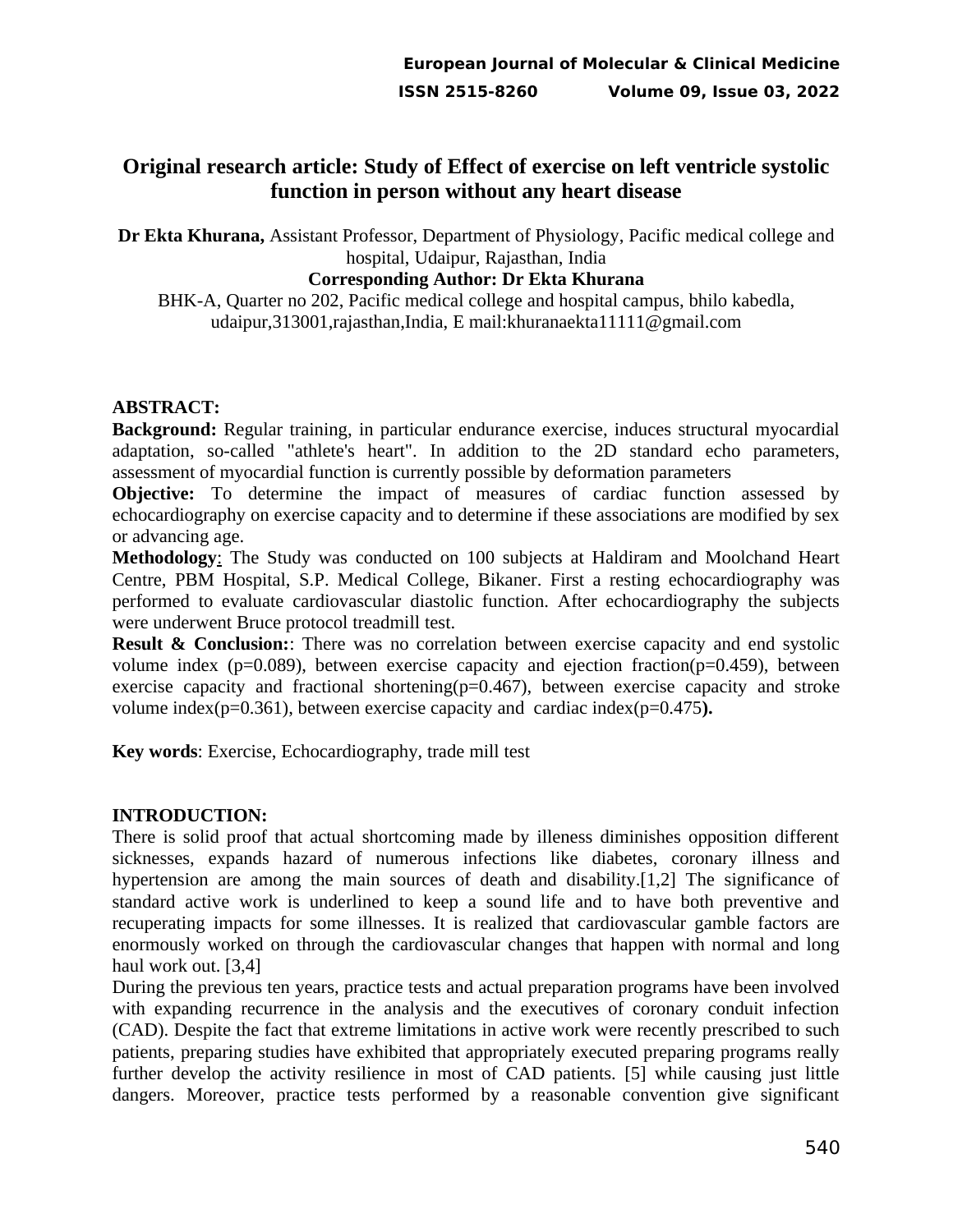# Original research article: Study of Effect of exercise on left ventricle systolic function in person without any heart disease

**Dr Ekta Khurana,** Assistant Professor, Department of Physiology, Pacific medical college and hospital, Udaipur, Rajasthan, India

**Corresponding Author: Dr Ekta Khurana**

BHK-A, Quarter no 202, Pacific medical college and hospital campus, bhilo kabedla, udaipur,313001,rajasthan,India, E mail:khuranaekta11111@gmail.com

**ABSTRACT:**

**Background:** Regular training, in particular endurance exercise, induces structural myocardial adaptation, so-called "athlete's heart". In addition to the 2D standard echo parameters, assessment of myocardial function is currently possible by deformation parameters

**Objective:** To determine the impact of measures of cardiac function assessed by echocardiography on exercise capacity and to determine if these associations are modified by sex or advancing age.

**Methodology**: The Study was conducted on 100 subjects at Haldiram and Moolchand Heart Centre, PBM Hospital, S.P. Medical College, Bikaner. First a resting echocardiography was performed to evaluate cardiovascular diastolic function. After echocardiography the subjects were underwent Bruce protocol treadmill test.

**Result & Conclusion:**: There was no correlation between exercise capacity and end systolic volume index (p=0.089), between exercise capacity and ejection fraction(p=0.459), between exercise capacity and fractional shortening(p=0.467), between exercise capacity and stroke volume index(p=0.361), between exercise capacity and cardiac index(p=0.475**).**

**Key words**: Exercise, Echocardiography, trade mill test

## INTRODUCTION:

There is solid proof that actual shortcoming made by illeness diminishes opposition different sicknesses, expands hazard of numerous infections like diabetes, coronary illness and hypertension are among the main sources of death and disability.[1,2] The significance of standard active work is underlined to keep a sound life and to have both preventive and recuperating impacts for some illnesses. It is realized that cardiovascular gamble factors are enormously worked on through the cardiovascular changes that happen with normal and long haul work out. [3,4]

During the previous ten years, practice tests and actual preparation programs have been involved with expanding recurrence in the analysis and the executives of coronary conduit infection (CAD). Despite the fact that extreme limitations in active work were recently prescribed to such patients, preparing studies have exhibited that appropriately executed preparing programs really further develop the activity resilience in most of CAD patients. [5] while causing just little dangers. Moreover, practice tests performed by a reasonable convention give significant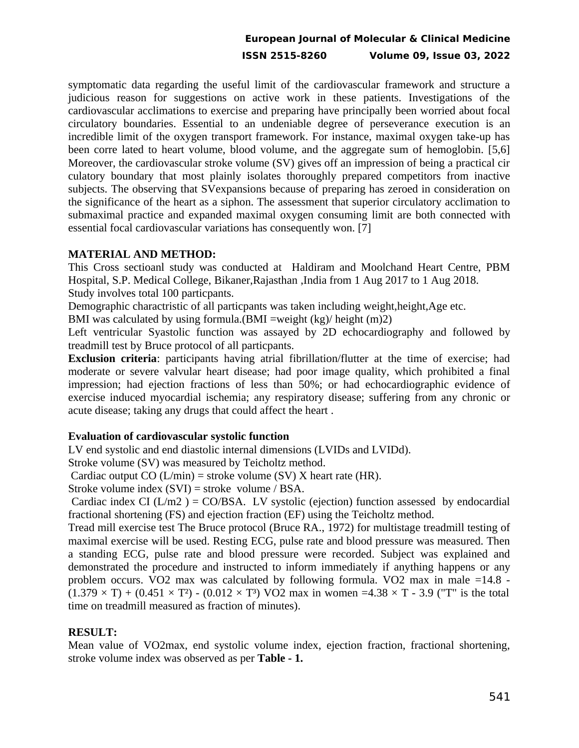symptomatic data regarding the useful limit of the cardiovascular framework and structure a judicious reason for suggestions on active work in these patients. Investigations of the cardiovascular acclimations to exercise and preparing have principally been worried about focal circulatory boundaries. Essential to an undeniable degree of perseverance execution is an incredible limit of the oxygen transport framework. For instance, maximal oxygen take-up has been corre lated to heart volume, blood volume, and the aggregate sum of hemoglobin. [5,6] Moreover, the cardiovascular stroke volume (SV) gives off an impression of being a practical cir culatory boundary that most plainly isolates thoroughly prepared competitors from inactive subjects. The observing that SVexpansions because of preparing has zeroed in consideration on the significance of the heart as a siphon. The assessment that superior circulatory acclimation to submaximal practice and expanded maximal oxygen consuming limit are both connected with essential focal cardiovascular variations has consequently won. [7]

## MATERIAL AND METHOD:

This Cross sectioanl study was conducted at Haldiram and Moolchand Heart Centre, PBM Hospital, S.P. Medical College, Bikaner,Rajasthan ,India from 1 Aug 2017 to 1 Aug 2018.

Study involves total 100 particpants.

Demographic charactristic of all particpants was taken including weight,height,Age etc.

BMI was calculated by using formula.(BMI =weight (kg)/ height (m)2)

Left ventricular Syastolic function was assayed by 2D echocardiography and followed by treadmill test by Bruce protocol of all particpants.

**Exclusion criteria**: participants having atrial fibrillation/flutter at the time of exercise; had moderate or severe valvular heart disease; had poor image quality, which prohibited a final impression; had ejection fractions of less than 50%; or had echocardiographic evidence of exercise induced myocardial ischemia; any respiratory disease; suffering from any chronic or acute disease; taking any drugs that could affect the heart .

### Evaluation of cardiovascular systolic function

LV end systolic and end diastolic internal dimensions (LVIDs and LVIDd).

Stroke volume (SV) was measured by Teicholtz method.

Cardiac output CO (L/min) = stroke volume (SV) X heart rate (HR).

Stroke volume index (SVI) = stroke volume / BSA.

Cardiac index CI ($L/m^2$) = CO/BSA. LV systolic (ejection) function assessed by endocardial fractional shortening (FS) and ejection fraction (EF) using the Teicholtz method.

Tread mill exercise test The Bruce protocol (Bruce RA., 1972) for multistage treadmill testing of maximal exercise will be used. Resting ECG, pulse rate and blood pressure was measured. Then a standing ECG, pulse rate and blood pressure were recorded. Subject was explained and demonstrated the procedure and instructed to inform immediately if anything happens or any problem occurs. VO2 max was calculated by following formula. VO2 max in male $= 14.8 - (1.379 \times T) + (0.451 \times T^2) - (0.012 \times T^3)$ VO2 max in women $= 4.38 \times T - 3.9$ ("T" is the total time on treadmill measured as fraction of minutes).

## RESULT:

Mean value of VO2max, end systolic volume index, ejection fraction, fractional shortening, stroke volume index was observed as per **Table - 1.**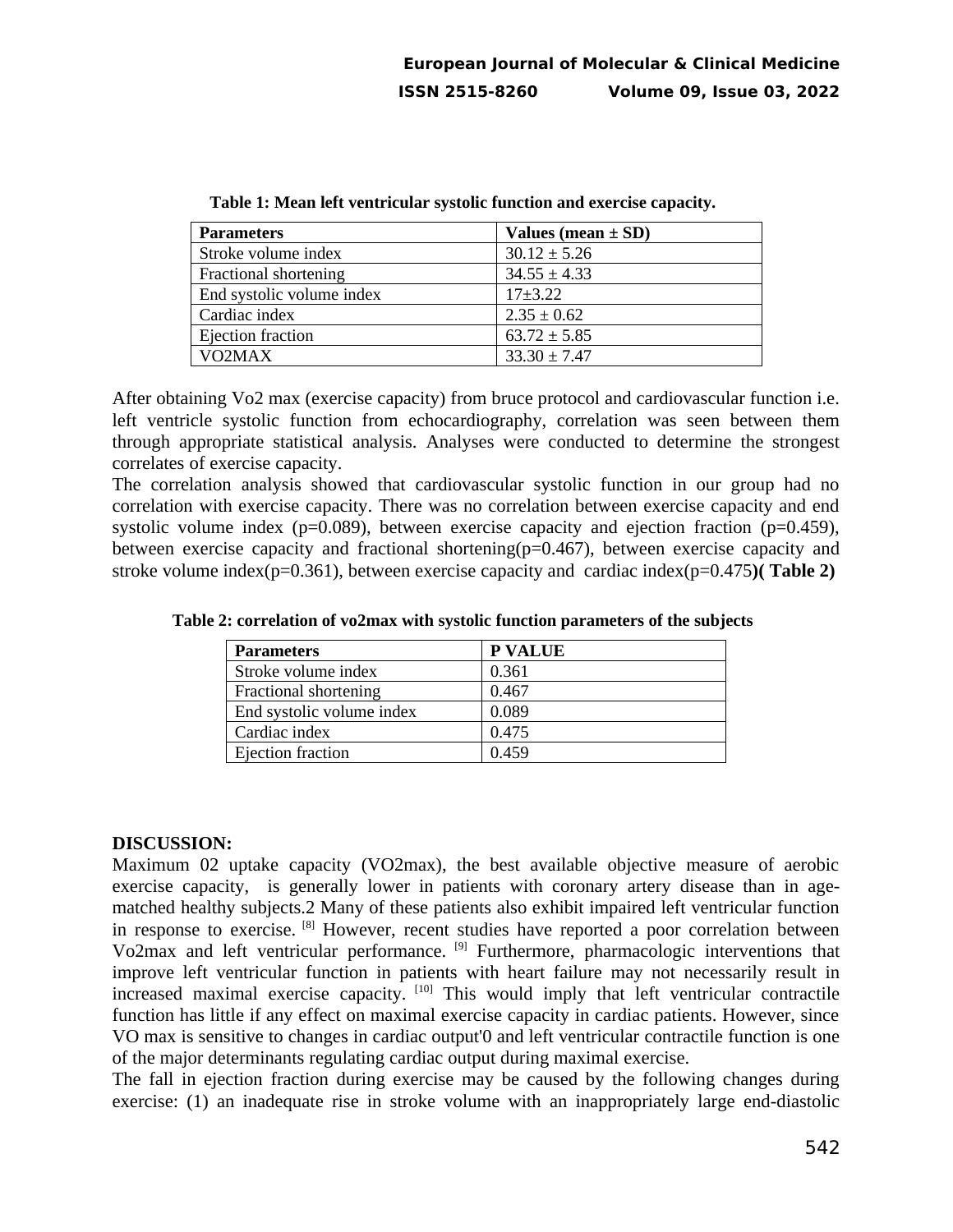**Table 1: Mean left ventricular systolic function and exercise capacity.**

| Parameters | Values (mean ± SD) |
|---|---|
| Stroke volume index | 30.12 ± 5.26 |
| Fractional shortening | 34.55 ± 4.33 |
| End systolic volume index | 17±3.22 |
| Cardiac index | 2.35 ± 0.62 |
| Ejection fraction | 63.72 ± 5.85 |
| VO2MAX | 33.30 ± 7.47 |

After obtaining Vo2 max (exercise capacity) from bruce protocol and cardiovascular function i.e. left ventricle systolic function from echocardiography, correlation was seen between them through appropriate statistical analysis. Analyses were conducted to determine the strongest correlates of exercise capacity.

The correlation analysis showed that cardiovascular systolic function in our group had no correlation with exercise capacity. There was no correlation between exercise capacity and end systolic volume index (p=0.089), between exercise capacity and ejection fraction (p=0.459), between exercise capacity and fractional shortening(p=0.467), between exercise capacity and stroke volume index(p=0.361), between exercise capacity and cardiac index(p=0.475)**( Table 2)**

**Table 2: correlation of vo2max with systolic function parameters of the subjects**

| Parameters | P VALUE |
|---|---|
| Stroke volume index | 0.361 |
| Fractional shortening | 0.467 |
| End systolic volume index | 0.089 |
| Cardiac index | 0.475 |
| Ejection fraction | 0.459 |

## DISCUSSION:

Maximum 02 uptake capacity (VO2max), the best available objective measure of aerobic exercise capacity, is generally lower in patients with coronary artery disease than in age-matched healthy subjects.2 Many of these patients also exhibit impaired left ventricular function in response to exercise. [8] However, recent studies have reported a poor correlation between Vo2max and left ventricular performance. [9] Furthermore, pharmacologic interventions that improve left ventricular function in patients with heart failure may not necessarily result in increased maximal exercise capacity. [10] This would imply that left ventricular contractile function has little if any effect on maximal exercise capacity in cardiac patients. However, since VO max is sensitive to changes in cardiac output'0 and left ventricular contractile function is one of the major determinants regulating cardiac output during maximal exercise.

The fall in ejection fraction during exercise may be caused by the following changes during exercise: (1) an inadequate rise in stroke volume with an inappropriately large end-diastolic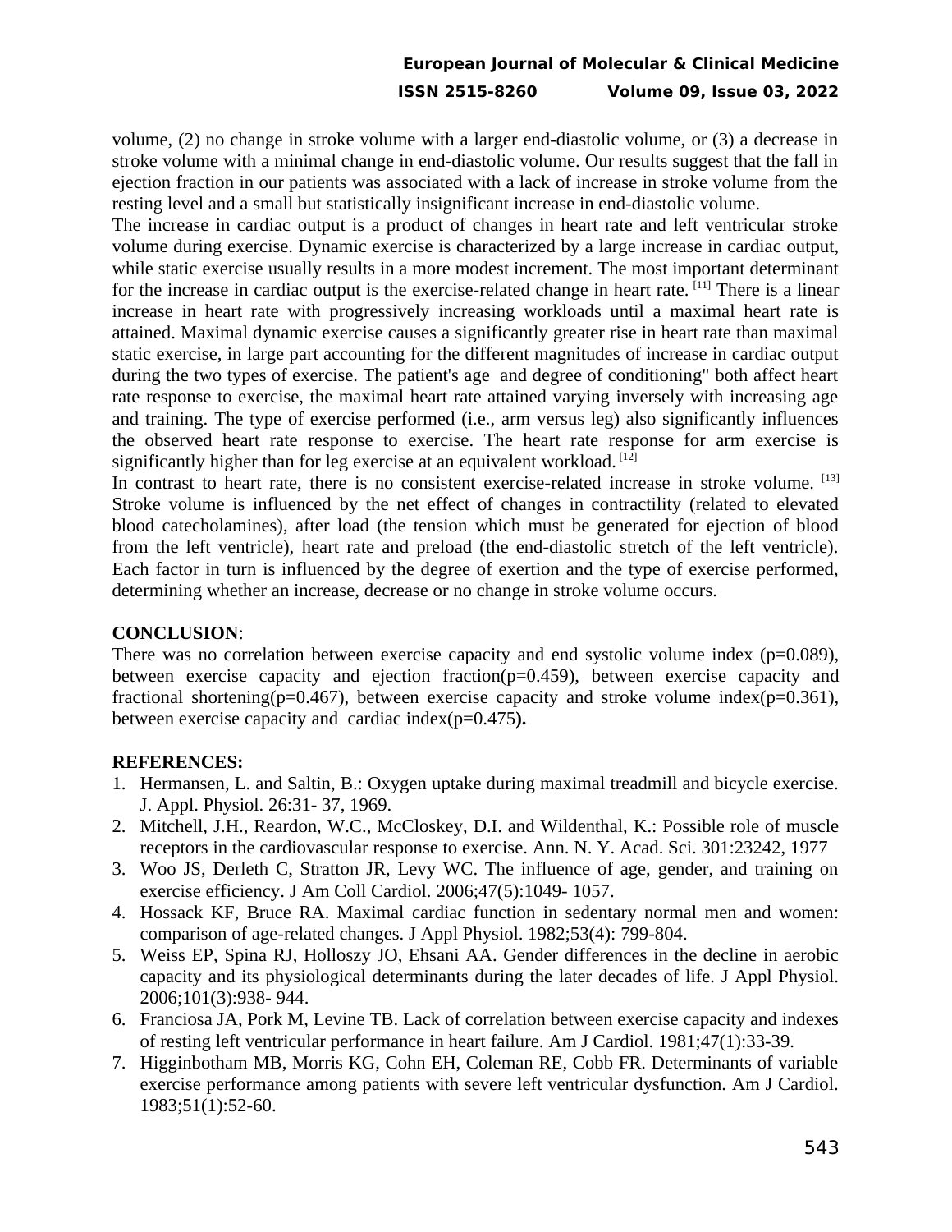volume, (2) no change in stroke volume with a larger end-diastolic volume, or (3) a decrease in stroke volume with a minimal change in end-diastolic volume. Our results suggest that the fall in ejection fraction in our patients was associated with a lack of increase in stroke volume from the resting level and a small but statistically insignificant increase in end-diastolic volume.

The increase in cardiac output is a product of changes in heart rate and left ventricular stroke volume during exercise. Dynamic exercise is characterized by a large increase in cardiac output, while static exercise usually results in a more modest increment. The most important determinant for the increase in cardiac output is the exercise-related change in heart rate. [11] There is a linear increase in heart rate with progressively increasing workloads until a maximal heart rate is attained. Maximal dynamic exercise causes a significantly greater rise in heart rate than maximal static exercise, in large part accounting for the different magnitudes of increase in cardiac output during the two types of exercise. The patient's age and degree of conditioning" both affect heart rate response to exercise, the maximal heart rate attained varying inversely with increasing age and training. The type of exercise performed (i.e., arm versus leg) also significantly influences the observed heart rate response to exercise. The heart rate response for arm exercise is significantly higher than for leg exercise at an equivalent workload. [12]

In contrast to heart rate, there is no consistent exercise-related increase in stroke volume. [13] Stroke volume is influenced by the net effect of changes in contractility (related to elevated blood catecholamines), after load (the tension which must be generated for ejection of blood from the left ventricle), heart rate and preload (the end-diastolic stretch of the left ventricle). Each factor in turn is influenced by the degree of exertion and the type of exercise performed, determining whether an increase, decrease or no change in stroke volume occurs.

**CONCLUSION**:

There was no correlation between exercise capacity and end systolic volume index (p=0.089), between exercise capacity and ejection fraction(p=0.459), between exercise capacity and fractional shortening(p=0.467), between exercise capacity and stroke volume index(p=0.361), between exercise capacity and cardiac index(p=0.475**).**

**REFERENCES:**

1. Hermansen, L. and Saltin, B.: Oxygen uptake during maximal treadmill and bicycle exercise. J. Appl. Physiol. 26:31- 37, 1969.
2. Mitchell, J.H., Reardon, W.C., McCloskey, D.I. and Wildenthal, K.: Possible role of muscle receptors in the cardiovascular response to exercise. Ann. N. Y. Acad. Sci. 301:23242, 1977
3. Woo JS, Derleth C, Stratton JR, Levy WC. The influence of age, gender, and training on exercise efficiency. J Am Coll Cardiol. 2006;47(5):1049- 1057.
4. Hossack KF, Bruce RA. Maximal cardiac function in sedentary normal men and women: comparison of age-related changes. J Appl Physiol. 1982;53(4): 799-804.
5. Weiss EP, Spina RJ, Holloszy JO, Ehsani AA. Gender differences in the decline in aerobic capacity and its physiological determinants during the later decades of life. J Appl Physiol. 2006;101(3):938- 944.
6. Franciosa JA, Pork M, Levine TB. Lack of correlation between exercise capacity and indexes of resting left ventricular performance in heart failure. Am J Cardiol. 1981;47(1):33-39.
7. Higginbotham MB, Morris KG, Cohn EH, Coleman RE, Cobb FR. Determinants of variable exercise performance among patients with severe left ventricular dysfunction. Am J Cardiol. 1983;51(1):52-60.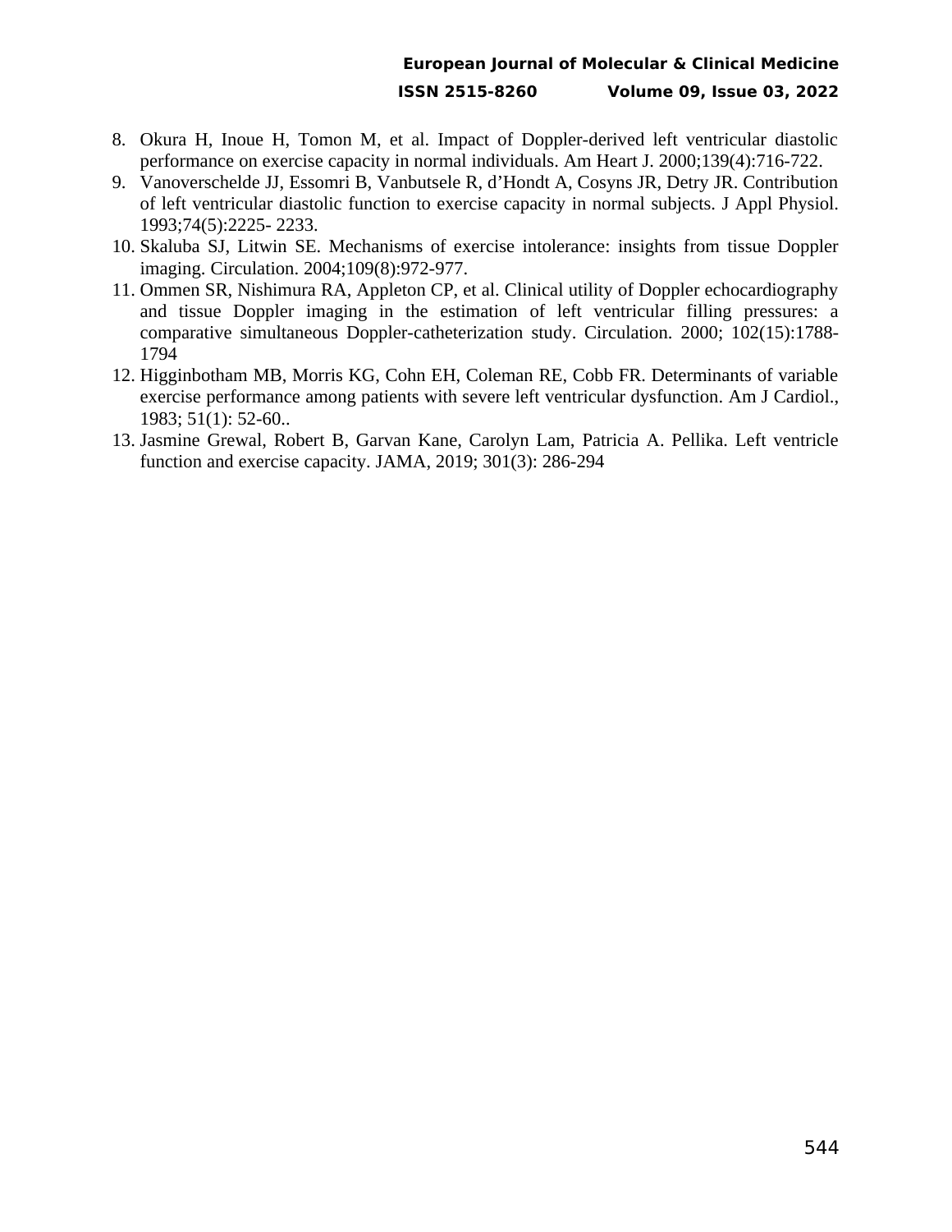8. Okura H, Inoue H, Tomon M, et al. Impact of Doppler-derived left ventricular diastolic performance on exercise capacity in normal individuals. Am Heart J. 2000;139(4):716-722.
9. Vanoverschelde JJ, Essomri B, Vanbutsele R, d'Hondt A, Cosyns JR, Detry JR. Contribution of left ventricular diastolic function to exercise capacity in normal subjects. J Appl Physiol. 1993;74(5):2225- 2233.
10. Skaluba SJ, Litwin SE. Mechanisms of exercise intolerance: insights from tissue Doppler imaging. Circulation. 2004;109(8):972-977.
11. Ommen SR, Nishimura RA, Appleton CP, et al. Clinical utility of Doppler echocardiography and tissue Doppler imaging in the estimation of left ventricular filling pressures: a comparative simultaneous Doppler-catheterization study. Circulation. 2000; 102(15):1788-1794
12. Higginbotham MB, Morris KG, Cohn EH, Coleman RE, Cobb FR. Determinants of variable exercise performance among patients with severe left ventricular dysfunction. Am J Cardiol., 1983; 51(1): 52-60..
13. Jasmine Grewal, Robert B, Garvan Kane, Carolyn Lam, Patricia A. Pellika. Left ventricle function and exercise capacity. JAMA, 2019; 301(3): 286-294